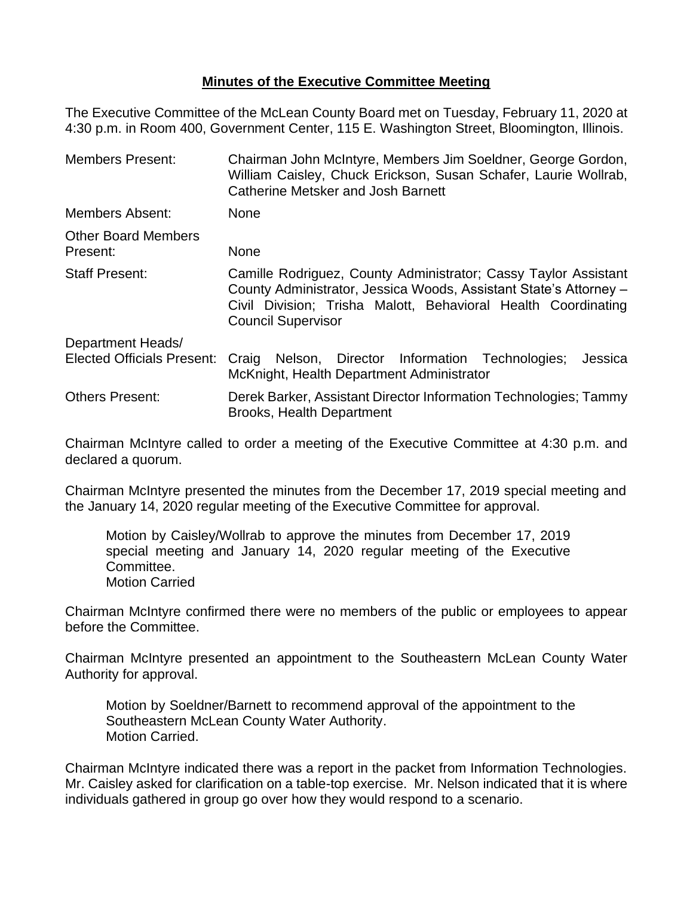**Minutes of the Executive Committee Meeting**

The Executive Committee of the McLean County Board met on Tuesday, February 11, 2020 at 4:30 p.m. in Room 400, Government Center, 115 E. Washington Street, Bloomington, Illinois.

| | |
|---|---|
| Members Present: | Chairman John McIntyre, Members Jim Soeldner, George Gordon, William Caisley, Chuck Erickson, Susan Schafer, Laurie Wollrab, Catherine Metsker and Josh Barnett |
| Members Absent: | None |
| Other Board Members Present: | None |
| Staff Present: | Camille Rodriguez, County Administrator; Cassy Taylor Assistant County Administrator, Jessica Woods, Assistant State's Attorney – Civil Division; Trisha Malott, Behavioral Health Coordinating Council Supervisor |
| Department Heads/ Elected Officials Present: | Craig Nelson, Director Information Technologies; Jessica McKnight, Health Department Administrator |
| Others Present: | Derek Barker, Assistant Director Information Technologies; Tammy Brooks, Health Department |

Chairman McIntyre called to order a meeting of the Executive Committee at 4:30 p.m. and declared a quorum.

Chairman McIntyre presented the minutes from the December 17, 2019 special meeting and the January 14, 2020 regular meeting of the Executive Committee for approval.

> Motion by Caisley/Wollrab to approve the minutes from December 17, 2019 special meeting and January 14, 2020 regular meeting of the Executive Committee.
> Motion Carried

Chairman McIntyre confirmed there were no members of the public or employees to appear before the Committee.

Chairman McIntyre presented an appointment to the Southeastern McLean County Water Authority for approval.

> Motion by Soeldner/Barnett to recommend approval of the appointment to the Southeastern McLean County Water Authority.
> Motion Carried.

Chairman McIntyre indicated there was a report in the packet from Information Technologies. Mr. Caisley asked for clarification on a table-top exercise. Mr. Nelson indicated that it is where individuals gathered in group go over how they would respond to a scenario.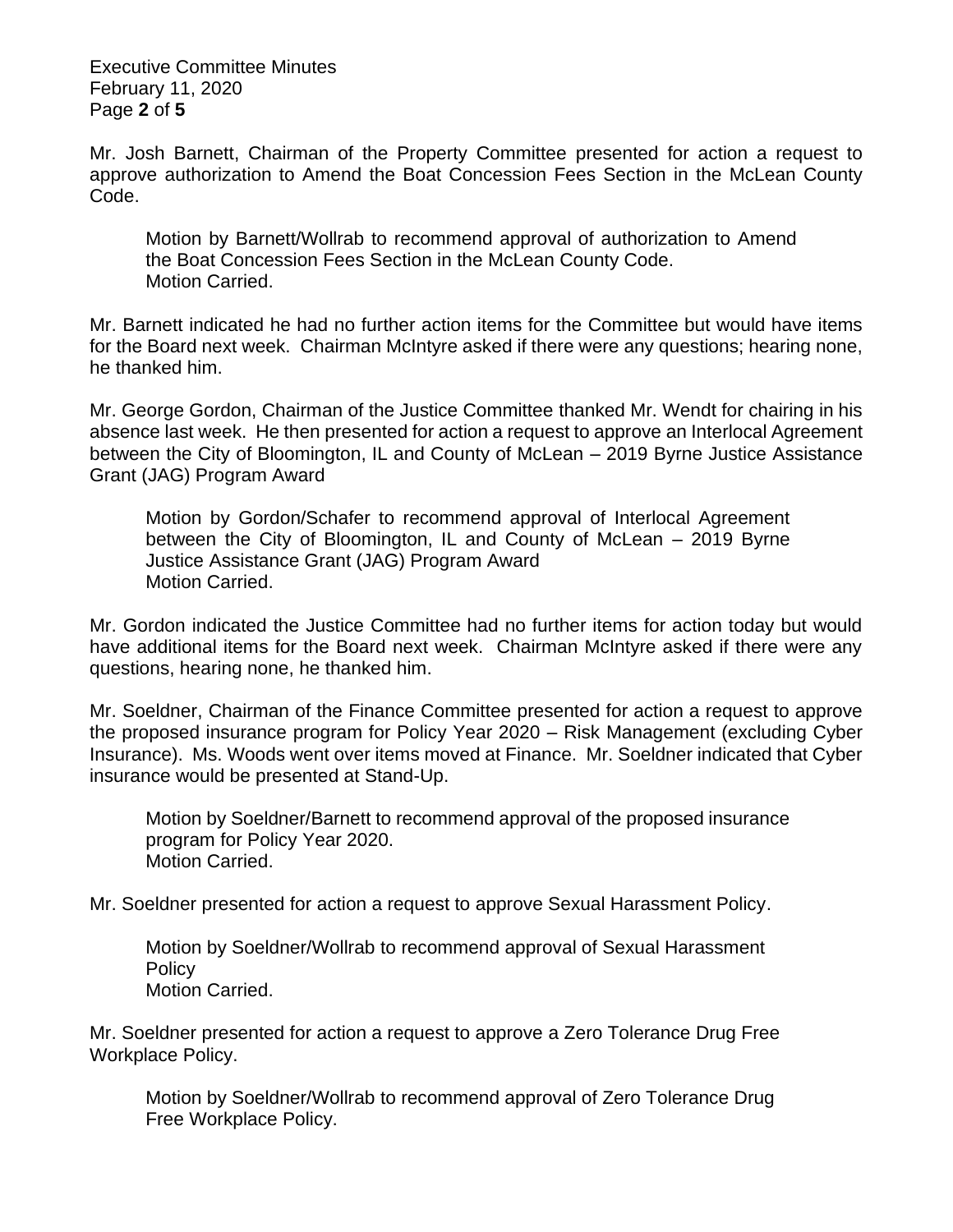Mr. Josh Barnett, Chairman of the Property Committee presented for action a request to approve authorization to Amend the Boat Concession Fees Section in the McLean County Code.

> Motion by Barnett/Wollrab to recommend approval of authorization to Amend the Boat Concession Fees Section in the McLean County Code.
> Motion Carried.

Mr. Barnett indicated he had no further action items for the Committee but would have items for the Board next week. Chairman McIntyre asked if there were any questions; hearing none, he thanked him.

Mr. George Gordon, Chairman of the Justice Committee thanked Mr. Wendt for chairing in his absence last week. He then presented for action a request to approve an Interlocal Agreement between the City of Bloomington, IL and County of McLean – 2019 Byrne Justice Assistance Grant (JAG) Program Award

> Motion by Gordon/Schafer to recommend approval of Interlocal Agreement between the City of Bloomington, IL and County of McLean – 2019 Byrne Justice Assistance Grant (JAG) Program Award
> Motion Carried.

Mr. Gordon indicated the Justice Committee had no further items for action today but would have additional items for the Board next week. Chairman McIntyre asked if there were any questions, hearing none, he thanked him.

Mr. Soeldner, Chairman of the Finance Committee presented for action a request to approve the proposed insurance program for Policy Year 2020 – Risk Management (excluding Cyber Insurance). Ms. Woods went over items moved at Finance. Mr. Soeldner indicated that Cyber insurance would be presented at Stand-Up.

> Motion by Soeldner/Barnett to recommend approval of the proposed insurance program for Policy Year 2020.
> Motion Carried.

Mr. Soeldner presented for action a request to approve Sexual Harassment Policy.

> Motion by Soeldner/Wollrab to recommend approval of Sexual Harassment Policy
> Motion Carried.

Mr. Soeldner presented for action a request to approve a Zero Tolerance Drug Free Workplace Policy.

> Motion by Soeldner/Wollrab to recommend approval of Zero Tolerance Drug Free Workplace Policy.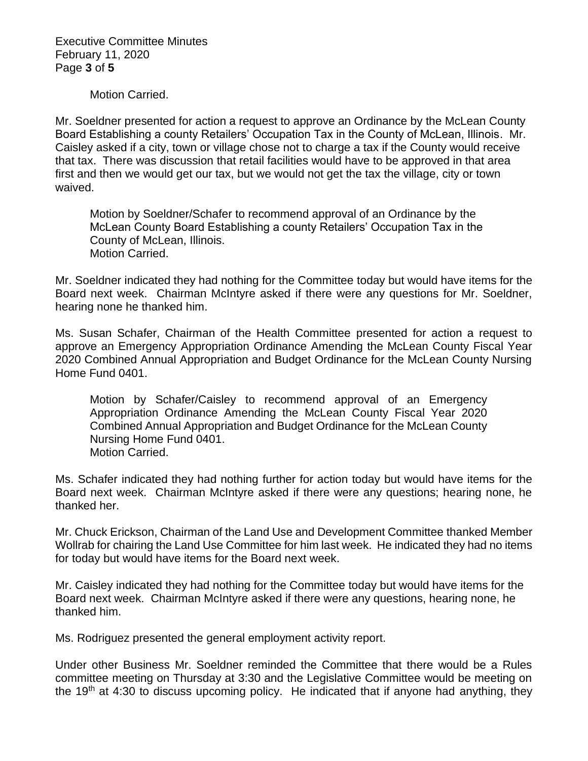Motion Carried.

Mr. Soeldner presented for action a request to approve an Ordinance by the McLean County Board Establishing a county Retailers' Occupation Tax in the County of McLean, Illinois. Mr. Caisley asked if a city, town or village chose not to charge a tax if the County would receive that tax. There was discussion that retail facilities would have to be approved in that area first and then we would get our tax, but we would not get the tax the village, city or town waived.

> Motion by Soeldner/Schafer to recommend approval of an Ordinance by the McLean County Board Establishing a county Retailers' Occupation Tax in the County of McLean, Illinois.
> Motion Carried.

Mr. Soeldner indicated they had nothing for the Committee today but would have items for the Board next week. Chairman McIntyre asked if there were any questions for Mr. Soeldner, hearing none he thanked him.

Ms. Susan Schafer, Chairman of the Health Committee presented for action a request to approve an Emergency Appropriation Ordinance Amending the McLean County Fiscal Year 2020 Combined Annual Appropriation and Budget Ordinance for the McLean County Nursing Home Fund 0401.

> Motion by Schafer/Caisley to recommend approval of an Emergency Appropriation Ordinance Amending the McLean County Fiscal Year 2020 Combined Annual Appropriation and Budget Ordinance for the McLean County Nursing Home Fund 0401.
> Motion Carried.

Ms. Schafer indicated they had nothing further for action today but would have items for the Board next week. Chairman McIntyre asked if there were any questions; hearing none, he thanked her.

Mr. Chuck Erickson, Chairman of the Land Use and Development Committee thanked Member Wollrab for chairing the Land Use Committee for him last week. He indicated they had no items for today but would have items for the Board next week.

Mr. Caisley indicated they had nothing for the Committee today but would have items for the Board next week. Chairman McIntyre asked if there were any questions, hearing none, he thanked him.

Ms. Rodriguez presented the general employment activity report.

Under other Business Mr. Soeldner reminded the Committee that there would be a Rules committee meeting on Thursday at 3:30 and the Legislative Committee would be meeting on the 19th at 4:30 to discuss upcoming policy. He indicated that if anyone had anything, they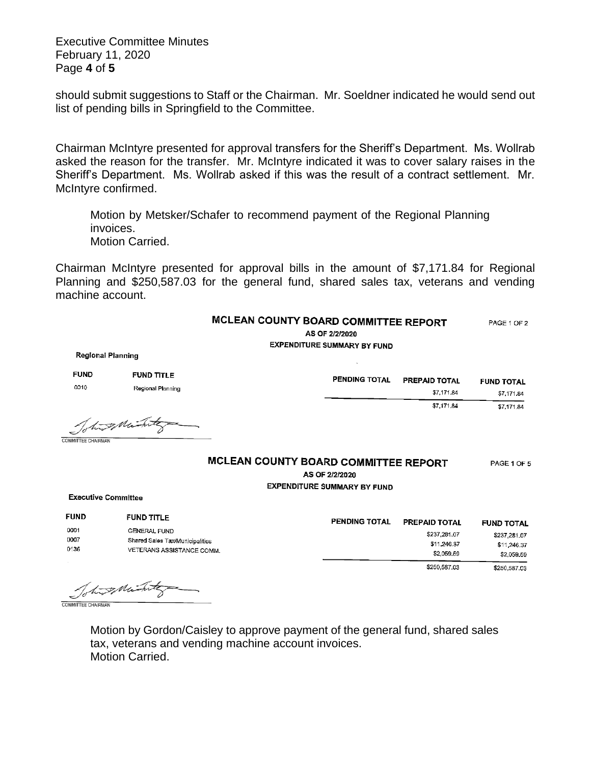should submit suggestions to Staff or the Chairman. Mr. Soeldner indicated he would send out list of pending bills in Springfield to the Committee.

Chairman McIntyre presented for approval transfers for the Sheriff's Department. Ms. Wollrab asked the reason for the transfer. Mr. McIntyre indicated it was to cover salary raises in the Sheriff's Department. Ms. Wollrab asked if this was the result of a contract settlement. Mr. McIntyre confirmed.

> Motion by Metsker/Schafer to recommend payment of the Regional Planning invoices.
> Motion Carried.

Chairman McIntyre presented for approval bills in the amount of $7,171.84 for Regional Planning and $250,587.03 for the general fund, shared sales tax, veterans and vending machine account.

**MCLEAN COUNTY BOARD COMMITTEE REPORT** PAGE 1 OF 2

**AS OF 2/2/2020**

**EXPENDITURE SUMMARY BY FUND**

**Regional Planning**

| FUND | FUND TITLE | PENDING TOTAL | PREPAID TOTAL | FUND TOTAL |
|---|---|---|---|---|
| 0010 | Regional Planning | | $7,171.84 | $7,171.84 |
| | | | $7,171.84 | $7,171.84 |

COMMITTEE CHAIRMAN

**MCLEAN COUNTY BOARD COMMITTEE REPORT** PAGE 1 OF 5

**AS OF 2/2/2020**

**EXPENDITURE SUMMARY BY FUND**

**Executive Committee**

| FUND | FUND TITLE | PENDING TOTAL | PREPAID TOTAL | FUND TOTAL |
|---|---|---|---|---|
| 0001 | GENERAL FUND | | $237,281.07 | $237,281.07 |
| 0007 | Shared Sales Tax/Municipalities | | $11,246.37 | $11,246.37 |
| 0136 | VETERANS ASSISTANCE COMM. | | $2,059.59 | $2,059.59 |
| | | | $250,587.03 | $250,587.03 |

COMMITTEE CHAIRMAN

> Motion by Gordon/Caisley to approve payment of the general fund, shared sales tax, veterans and vending machine account invoices.
> Motion Carried.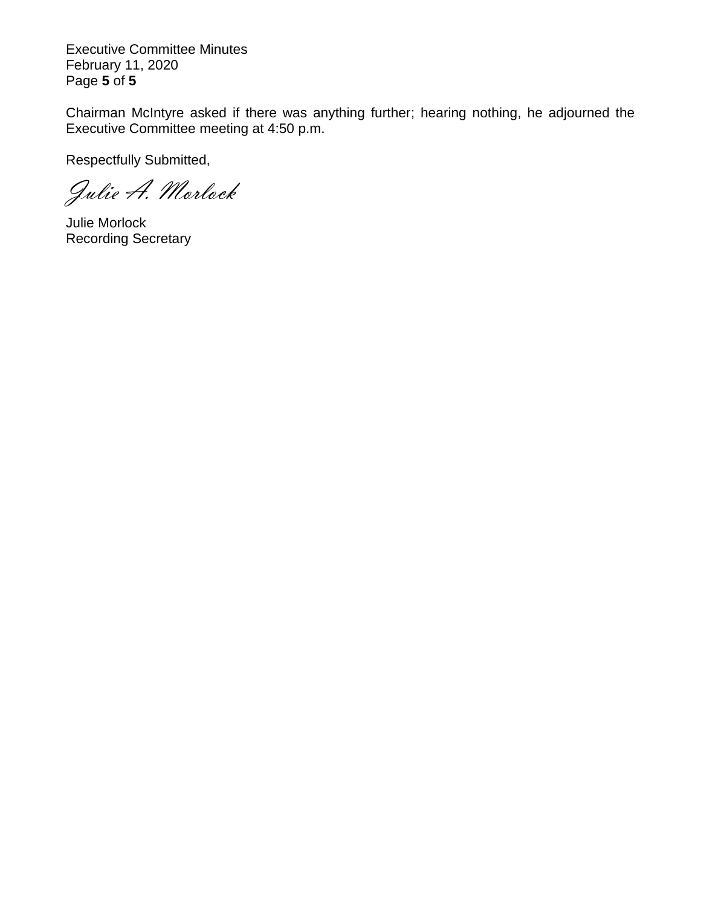Chairman McIntyre asked if there was anything further; hearing nothing, he adjourned the Executive Committee meeting at 4:50 p.m.

Respectfully Submitted,

*Julie A. Morlock*

Julie Morlock
Recording Secretary